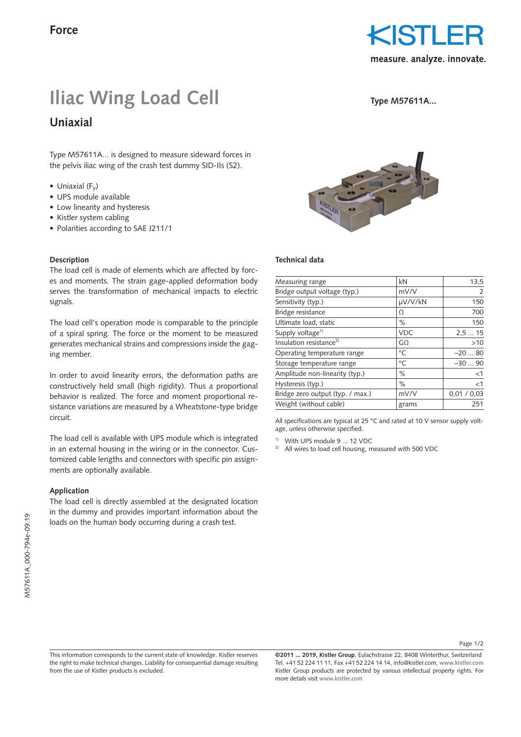Force

# Iliac Wing Load Cell

## Uniaxial

Type M57611A...

Type M57611A... is designed to measure sideward forces in the pelvis iliac wing of the crash test dummy SID-IIs (S2).

- Uniaxial ($F_y$)
- UPS module available
- Low linearity and hysteresis
- Kistler system cabling
- Polarities according to SAE J211/1

### Description

The load cell is made of elements which are affected by forces and moments. The strain gage-applied deformation body serves the transformation of mechanical impacts to electric signals.

The load cell's operation mode is comparable to the principle of a spiral spring. The force or the moment to be measured generates mechanical strains and compressions inside the gaging member.

In order to avoid linearity errors, the deformation paths are constructively held small (high rigidity). Thus a proportional behavior is realized. The force and moment proportional resistance variations are measured by a Wheatstone-type bridge circuit.

The load cell is available with UPS module which is integrated in an external housing in the wiring or in the connector. Customized cable lengths and connectors with specific pin assignments are optionally available.

### Application

The load cell is directly assembled at the designated location in the dummy and provides important information about the loads on the human body occurring during a crash test.

### Technical data

| | | |
|---|---|---|
| Measuring range | kN | 13,5 |
| Bridge output voltage (typ.) | mV/V | 2 |
| Sensitivity (typ.) | µV/V/kN | 150 |
| Bridge resistance | Ω | 700 |
| Ultimate load, static | % | 150 |
| Supply voltage[1] | VDC | 2,5 ... 15 |
| Insulation resistance[2] | GΩ | >10 |
| Operating temperature range | °C | –20 ... 80 |
| Storage temperature range | °C | –30 ... 90 |
| Amplitude non-linearity (typ.) | % | <1 |
| Hysteresis (typ.) | % | <1 |
| Bridge zero output (typ. / max.) | mV/V | 0,01 / 0,03 |
| Weight (without cable) | grams | 251 |

All specifications are typical at 25 °C and rated at 10 V sensor supply voltage, unless otherwise specified.

[1] With UPS module 9 ... 12 VDC

[2] All wires to load cell housing, measured with 500 VDC

M57611A_000-794e-09.19

This information corresponds to the current state of knowledge. Kistler reserves the right to make technical changes. Liability for consequential damage resulting from the use of Kistler products is excluded.

**©2011 ... 2019, Kistler Group**, Eulachstrasse 22, 8408 Winterthur, Switzerland Tel. +41 52 224 11 11, Fax +41 52 224 14 14, info@kistler.com, **www.kistler.com** Kistler Group products are protected by various intellectual property rights. For more details visit **www.kistler.com**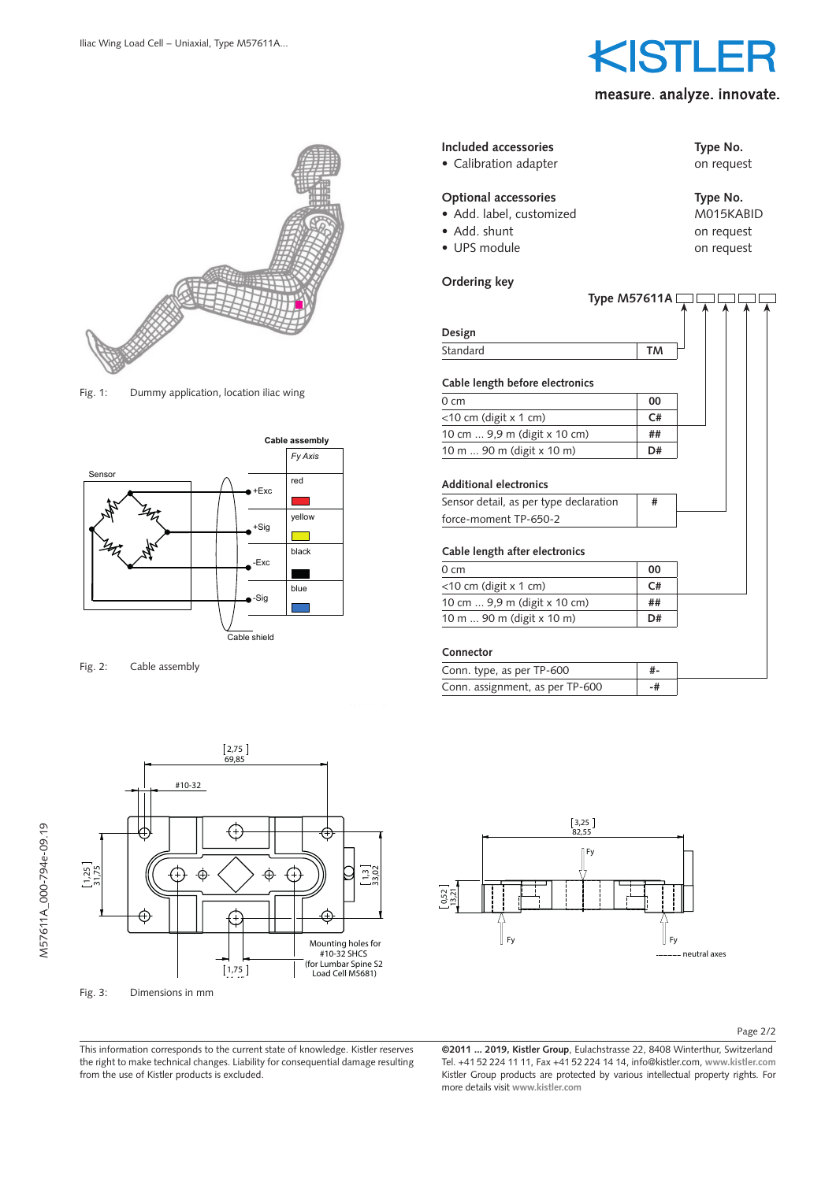Fig. 1: Dummy application, location iliac wing

Cable assembly

Fy Axis

Sensor

+Exc red

+Sig yellow

-Exc black

-Sig blue

Cable shield

Fig. 2: Cable assembly

## Included accessories

| | |
|---|---|
| **Included accessories** | **Type No.** |
| • Calibration adapter | on request |

## Optional accessories

| | |
|---|---|
| **Optional accessories** | **Type No.** |
| • Add. label, customized | M015KABID |
| • Add. shunt | on request |
| • UPS module | on request |

## Ordering key

Type M57611A ☐ ☐ ☐ ☐ ☐

**Design**

| | |
|---|---|
| Standard | TM |

**Cable length before electronics**

| | |
|---|---|
| 0 cm | 00 |
| <10 cm (digit x 1 cm) | C# |
| 10 cm ... 9,9 m (digit x 10 cm) | ## |
| 10 m ... 90 m (digit x 10 m) | D# |

**Additional electronics**

| | |
|---|---|
| Sensor detail, as per type declaration force-moment TP-650-2 | # |

**Cable length after electronics**

| | |
|---|---|
| 0 cm | 00 |
| <10 cm (digit x 1 cm) | C# |
| 10 cm ... 9,9 m (digit x 10 cm) | ## |
| 10 m ... 90 m (digit x 10 m) | D# |

**Connector**

| | |
|---|---|
| Conn. type, as per TP-600 | #- |
| Conn. assignment, as per TP-600 | -# |

[2,75]
69,85

#10-32

[1,25]
31,75

[1,3]
33,02

Mounting holes for #10-32 SHCS (for Lumbar Spine S2 Load Cell M5681)

[1,75]

[3,25]
82,55

Fy

[0,52]
13,21

Fy

Fy

neutral axes

Fig. 3: Dimensions in mm

This information corresponds to the current state of knowledge. Kistler reserves the right to make technical changes. Liability for consequential damage resulting from the use of Kistler products is excluded.

**©2011 ... 2019, Kistler Group**, Eulachstrasse 22, 8408 Winterthur, Switzerland
Tel. +41 52 224 11 11, Fax +41 52 224 14 14, info@kistler.com, **www.kistler.com**
Kistler Group products are protected by various intellectual property rights. For more details visit **www.kistler.com**

M57611A_000-794e-09.19